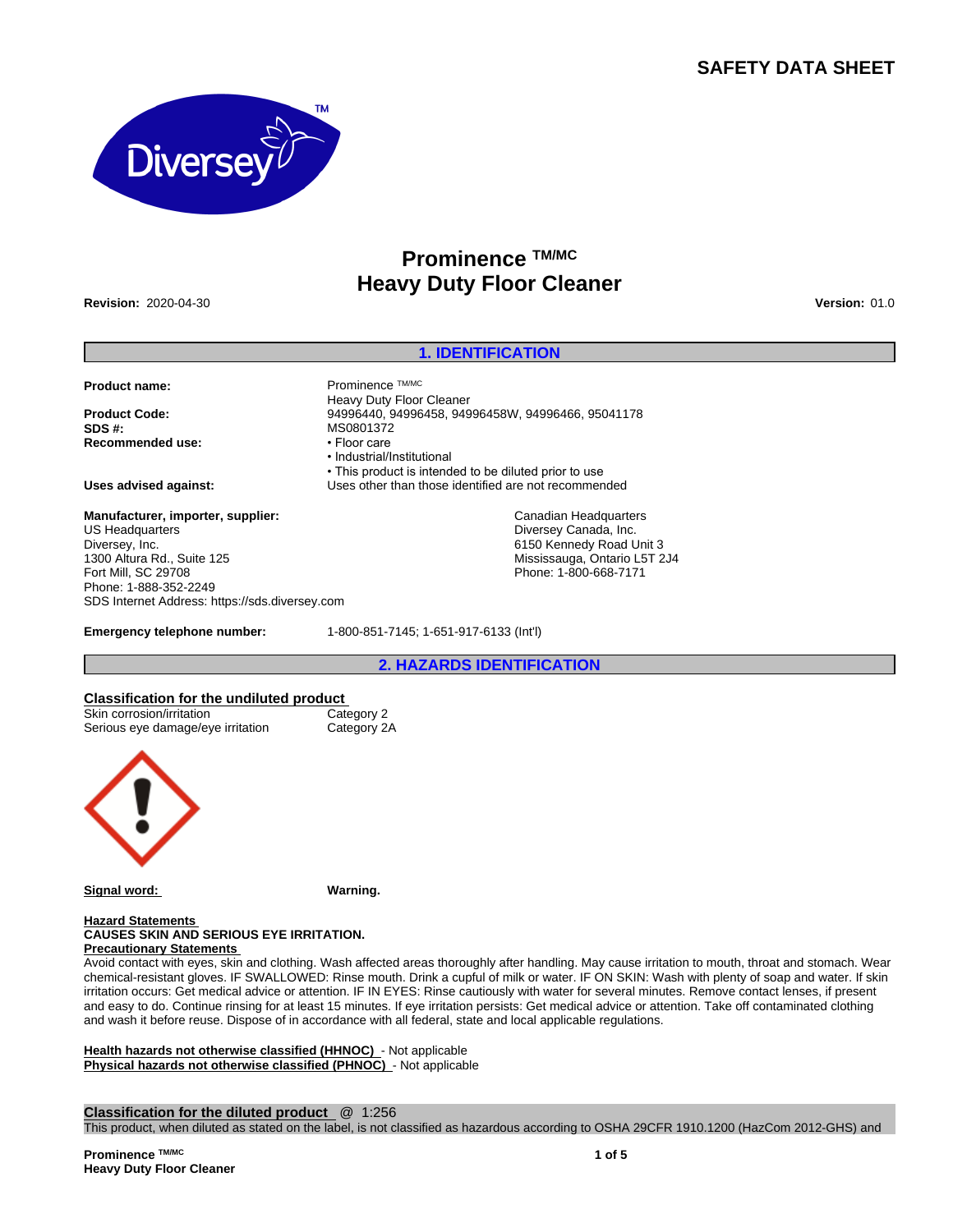**SAFETY DATA SHEET**

# Prominence TM/MC Heavy Duty Floor Cleaner

**Revision:** 2020-04-30 **Version:** 01.0

## 1. IDENTIFICATION

**Product name:** Prominence TM/MC Heavy Duty Floor Cleaner

**Product Code:** 94996440, 94996458, 94996458W, 94996466, 95041178

**SDS #:** MS0801372

**Recommended use:**
- Floor care
- Industrial/Institutional
- This product is intended to be diluted prior to use

**Uses advised against:** Uses other than those identified are not recommended

**Manufacturer, importer, supplier:**

US Headquarters
Diversey, Inc.
1300 Altura Rd., Suite 125
Fort Mill, SC 29708
Phone: 1-888-352-2249
SDS Internet Address: https://sds.diversey.com

Canadian Headquarters
Diversey Canada, Inc.
6150 Kennedy Road Unit 3
Mississauga, Ontario L5T 2J4
Phone: 1-800-668-7171

**Emergency telephone number:** 1-800-851-7145; 1-651-917-6133 (Int'l)

## 2. HAZARDS IDENTIFICATION

**Classification for the undiluted product**

| | |
|---|---|
| Skin corrosion/irritation | Category 2 |
| Serious eye damage/eye irritation | Category 2A |

**Signal word:** **Warning.**

**Hazard Statements**
**CAUSES SKIN AND SERIOUS EYE IRRITATION.**

**Precautionary Statements**
Avoid contact with eyes, skin and clothing. Wash affected areas thoroughly after handling. May cause irritation to mouth, throat and stomach. Wear chemical-resistant gloves. IF SWALLOWED: Rinse mouth. Drink a cupful of milk or water. IF ON SKIN: Wash with plenty of soap and water. If skin irritation occurs: Get medical advice or attention. IF IN EYES: Rinse cautiously with water for several minutes. Remove contact lenses, if present and easy to do. Continue rinsing for at least 15 minutes. If eye irritation persists: Get medical advice or attention. Take off contaminated clothing and wash it before reuse. Dispose of in accordance with all federal, state and local applicable regulations.

**Health hazards not otherwise classified (HHNOC)** - Not applicable
**Physical hazards not otherwise classified (PHNOC)** - Not applicable

**Classification for the diluted product** @ 1:256
This product, when diluted as stated on the label, is not classified as hazardous according to OSHA 29CFR 1910.1200 (HazCom 2012-GHS) and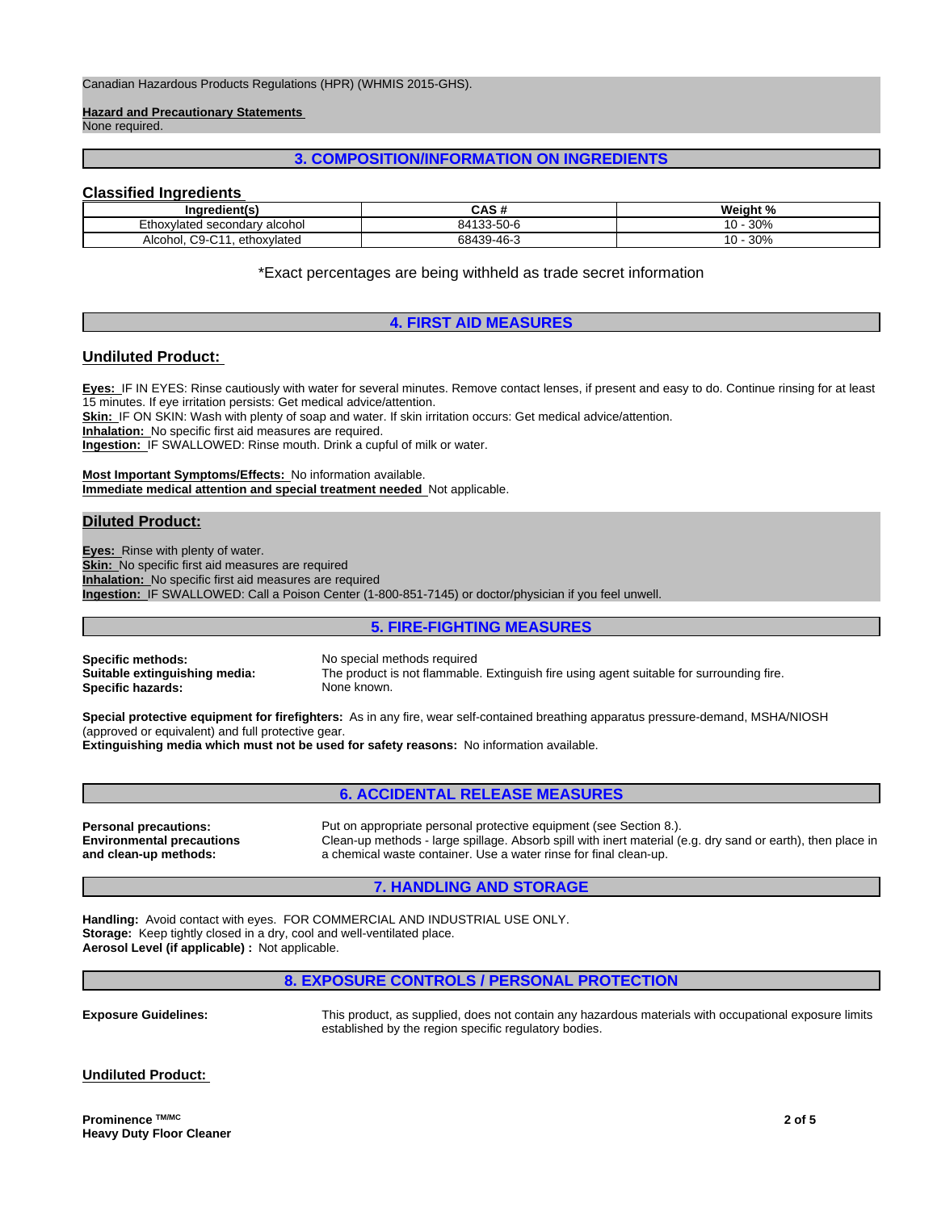Canadian Hazardous Products Regulations (HPR) (WHMIS 2015-GHS).

**Hazard and Precautionary Statements**
None required.

## 3. COMPOSITION/INFORMATION ON INGREDIENTS

### Classified Ingredients

| Ingredient(s) | CAS # | Weight % |
|---|---|---|
| Ethoxylated secondary alcohol | 84133-50-6 | 10 - 30% |
| Alcohol, C9-C11, ethoxylated | 68439-46-3 | 10 - 30% |

*Exact percentages are being withheld as trade secret information

## 4. FIRST AID MEASURES

### Undiluted Product:

**Eyes:** IF IN EYES: Rinse cautiously with water for several minutes. Remove contact lenses, if present and easy to do. Continue rinsing for at least 15 minutes. If eye irritation persists: Get medical advice/attention.
**Skin:** IF ON SKIN: Wash with plenty of soap and water. If skin irritation occurs: Get medical advice/attention.
**Inhalation:** No specific first aid measures are required.
**Ingestion:** IF SWALLOWED: Rinse mouth. Drink a cupful of milk or water.

**Most Important Symptoms/Effects:** No information available.
**Immediate medical attention and special treatment needed** Not applicable.

### Diluted Product:

**Eyes:** Rinse with plenty of water.
**Skin:** No specific first aid measures are required
**Inhalation:** No specific first aid measures are required
**Ingestion:** IF SWALLOWED: Call a Poison Center (1-800-851-7145) or doctor/physician if you feel unwell.

## 5. FIRE-FIGHTING MEASURES

**Specific methods:** No special methods required
**Suitable extinguishing media:** The product is not flammable. Extinguish fire using agent suitable for surrounding fire.
**Specific hazards:** None known.

**Special protective equipment for firefighters:** As in any fire, wear self-contained breathing apparatus pressure-demand, MSHA/NIOSH (approved or equivalent) and full protective gear.
**Extinguishing media which must not be used for safety reasons:** No information available.

## 6. ACCIDENTAL RELEASE MEASURES

**Personal precautions:** Put on appropriate personal protective equipment (see Section 8.).
**Environmental precautions and clean-up methods:** Clean-up methods - large spillage. Absorb spill with inert material (e.g. dry sand or earth), then place in a chemical waste container. Use a water rinse for final clean-up.

## 7. HANDLING AND STORAGE

**Handling:** Avoid contact with eyes. FOR COMMERCIAL AND INDUSTRIAL USE ONLY.
**Storage:** Keep tightly closed in a dry, cool and well-ventilated place.
**Aerosol Level (if applicable) :** Not applicable.

## 8. EXPOSURE CONTROLS / PERSONAL PROTECTION

**Exposure Guidelines:** This product, as supplied, does not contain any hazardous materials with occupational exposure limits established by the region specific regulatory bodies.

### Undiluted Product: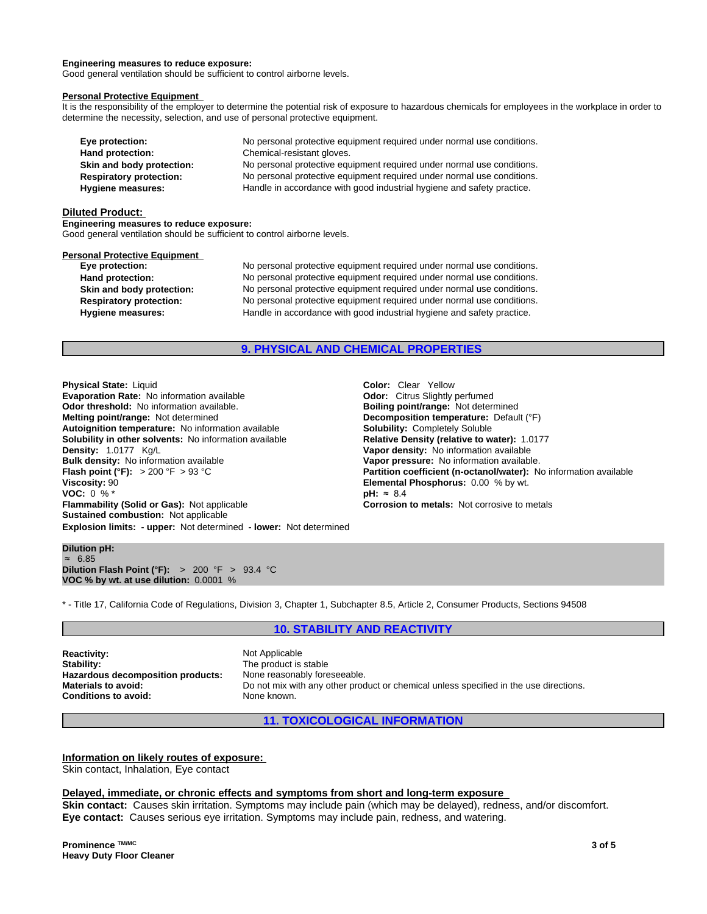**Engineering measures to reduce exposure:**
Good general ventilation should be sufficient to control airborne levels.

**Personal Protective Equipment**
It is the responsibility of the employer to determine the potential risk of exposure to hazardous chemicals for employees in the workplace in order to determine the necessity, selection, and use of personal protective equipment.

| | |
|---|---|
| **Eye protection:** | No personal protective equipment required under normal use conditions. |
| **Hand protection:** | Chemical-resistant gloves. |
| **Skin and body protection:** | No personal protective equipment required under normal use conditions. |
| **Respiratory protection:** | No personal protective equipment required under normal use conditions. |
| **Hygiene measures:** | Handle in accordance with good industrial hygiene and safety practice. |

**Diluted Product:**

**Engineering measures to reduce exposure:**
Good general ventilation should be sufficient to control airborne levels.

**Personal Protective Equipment**

| | |
|---|---|
| **Eye protection:** | No personal protective equipment required under normal use conditions. |
| **Hand protection:** | No personal protective equipment required under normal use conditions. |
| **Skin and body protection:** | No personal protective equipment required under normal use conditions. |
| **Respiratory protection:** | No personal protective equipment required under normal use conditions. |
| **Hygiene measures:** | Handle in accordance with good industrial hygiene and safety practice. |

## 9. PHYSICAL AND CHEMICAL PROPERTIES

**Physical State:** Liquid
**Evaporation Rate:** No information available
**Odor threshold:** No information available.
**Melting point/range:** Not determined
**Autoignition temperature:** No information available
**Solubility in other solvents:** No information available
**Density:** 1.0177 Kg/L
**Bulk density:** No information available
**Flash point (°F):** > 200 °F > 93 °C
**Viscosity:** 90
**VOC:** 0 % *
**Flammability (Solid or Gas):** Not applicable
**Sustained combustion:** Not applicable
**Explosion limits: - upper:** Not determined **- lower:** Not determined

**Color:** Clear Yellow
**Odor:** Citrus Slightly perfumed
**Boiling point/range:** Not determined
**Decomposition temperature:** Default (°F)
**Solubility:** Completely Soluble
**Relative Density (relative to water):** 1.0177
**Vapor density:** No information available
**Vapor pressure:** No information available.
**Partition coefficient (n-octanol/water):** No information available
**Elemental Phosphorus:** 0.00 % by wt.
**pH:** ≈ 8.4
**Corrosion to metals:** Not corrosive to metals

**Dilution pH:**
≈ 6.85
**Dilution Flash Point (°F):** > 200 °F > 93.4 °C
**VOC % by wt. at use dilution:** 0.0001 %

\* - Title 17, California Code of Regulations, Division 3, Chapter 1, Subchapter 8.5, Article 2, Consumer Products, Sections 94508

## 10. STABILITY AND REACTIVITY

| | |
|---|---|
| **Reactivity:** | Not Applicable |
| **Stability:** | The product is stable |
| **Hazardous decomposition products:** | None reasonably foreseeable. |
| **Materials to avoid:** | Do not mix with any other product or chemical unless specified in the use directions. |
| **Conditions to avoid:** | None known. |

## 11. TOXICOLOGICAL INFORMATION

**Information on likely routes of exposure:**
Skin contact, Inhalation, Eye contact

**Delayed, immediate, or chronic effects and symptoms from short and long-term exposure**
**Skin contact:** Causes skin irritation. Symptoms may include pain (which may be delayed), redness, and/or discomfort.
**Eye contact:** Causes serious eye irritation. Symptoms may include pain, redness, and watering.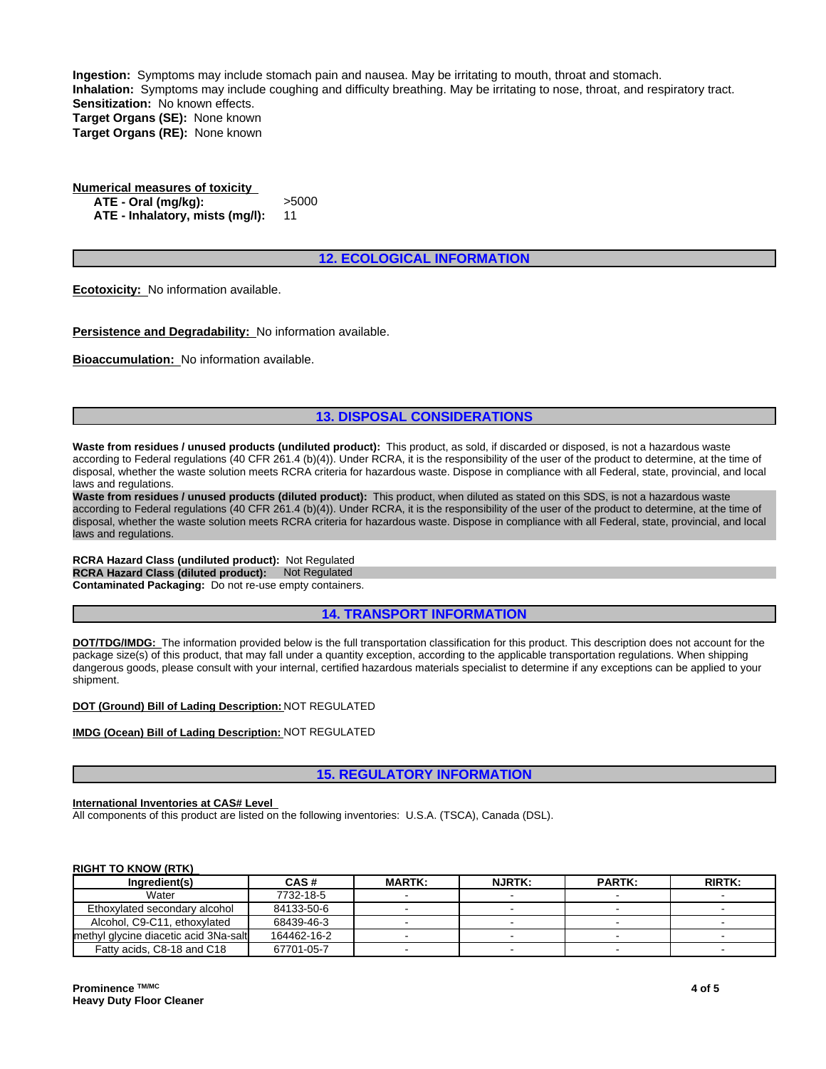**Ingestion:** Symptoms may include stomach pain and nausea. May be irritating to mouth, throat and stomach.
**Inhalation:** Symptoms may include coughing and difficulty breathing. May be irritating to nose, throat, and respiratory tract.
**Sensitization:** No known effects.
**Target Organs (SE):** None known
**Target Organs (RE):** None known

**Numerical measures of toxicity**

**ATE - Oral (mg/kg):** >5000
**ATE - Inhalatory, mists (mg/l):** 11

## 12. ECOLOGICAL INFORMATION

**Ecotoxicity:** No information available.

**Persistence and Degradability:** No information available.

**Bioaccumulation:** No information available.

## 13. DISPOSAL CONSIDERATIONS

**Waste from residues / unused products (undiluted product):** This product, as sold, if discarded or disposed, is not a hazardous waste according to Federal regulations (40 CFR 261.4 (b)(4)). Under RCRA, it is the responsibility of the user of the product to determine, at the time of disposal, whether the waste solution meets RCRA criteria for hazardous waste. Dispose in compliance with all Federal, state, provincial, and local laws and regulations.
**Waste from residues / unused products (diluted product):** This product, when diluted as stated on this SDS, is not a hazardous waste according to Federal regulations (40 CFR 261.4 (b)(4)). Under RCRA, it is the responsibility of the user of the product to determine, at the time of disposal, whether the waste solution meets RCRA criteria for hazardous waste. Dispose in compliance with all Federal, state, provincial, and local laws and regulations.

**RCRA Hazard Class (undiluted product):** Not Regulated
**RCRA Hazard Class (diluted product):** Not Regulated
**Contaminated Packaging:** Do not re-use empty containers.

## 14. TRANSPORT INFORMATION

**DOT/TDG/IMDG:** The information provided below is the full transportation classification for this product. This description does not account for the package size(s) of this product, that may fall under a quantity exception, according to the applicable transportation regulations. When shipping dangerous goods, please consult with your internal, certified hazardous materials specialist to determine if any exceptions can be applied to your shipment.

**DOT (Ground) Bill of Lading Description:** NOT REGULATED

**IMDG (Ocean) Bill of Lading Description:** NOT REGULATED

## 15. REGULATORY INFORMATION

**International Inventories at CAS# Level**
All components of this product are listed on the following inventories: U.S.A. (TSCA), Canada (DSL).

**RIGHT TO KNOW (RTK)**

| Ingredient(s) | CAS # | MARTK: | NJRTK: | PARTK: | RIRTK: |
|---|---|---|---|---|---|
| Water | 7732-18-5 | - | - | - | - |
| Ethoxylated secondary alcohol | 84133-50-6 | - | - | - | - |
| Alcohol, C9-C11, ethoxylated | 68439-46-3 | - | - | - | - |
| methyl glycine diacetic acid 3Na-salt | 164462-16-2 | - | - | - | - |
| Fatty acids, C8-18 and C18 | 67701-05-7 | - | - | - | - |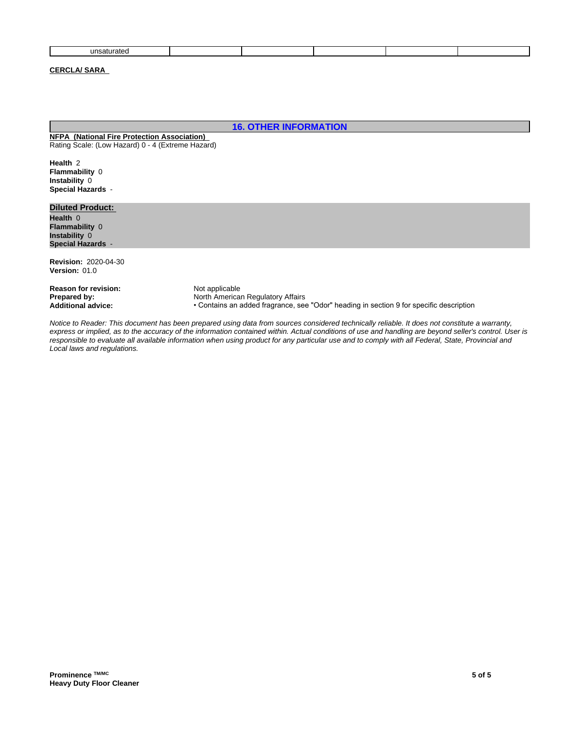| | | | | | |
|---|---|---|---|---|---|
| unsaturated | | | | | |

**CERCLA/ SARA**

## 16. OTHER INFORMATION

**NFPA (National Fire Protection Association)**
Rating Scale: (Low Hazard) 0 - 4 (Extreme Hazard)

**Health** 2
**Flammability** 0
**Instability** 0
**Special Hazards** -

**Diluted Product:**
**Health** 0
**Flammability** 0
**Instability** 0
**Special Hazards** -

**Revision:** 2020-04-30
**Version:** 01.0

**Reason for revision:** Not applicable
**Prepared by:** North American Regulatory Affairs
**Additional advice:** • Contains an added fragrance, see "Odor" heading in section 9 for specific description

*Notice to Reader: This document has been prepared using data from sources considered technically reliable. It does not constitute a warranty, express or implied, as to the accuracy of the information contained within. Actual conditions of use and handling are beyond seller's control. User is responsible to evaluate all available information when using product for any particular use and to comply with all Federal, State, Provincial and Local laws and regulations.*